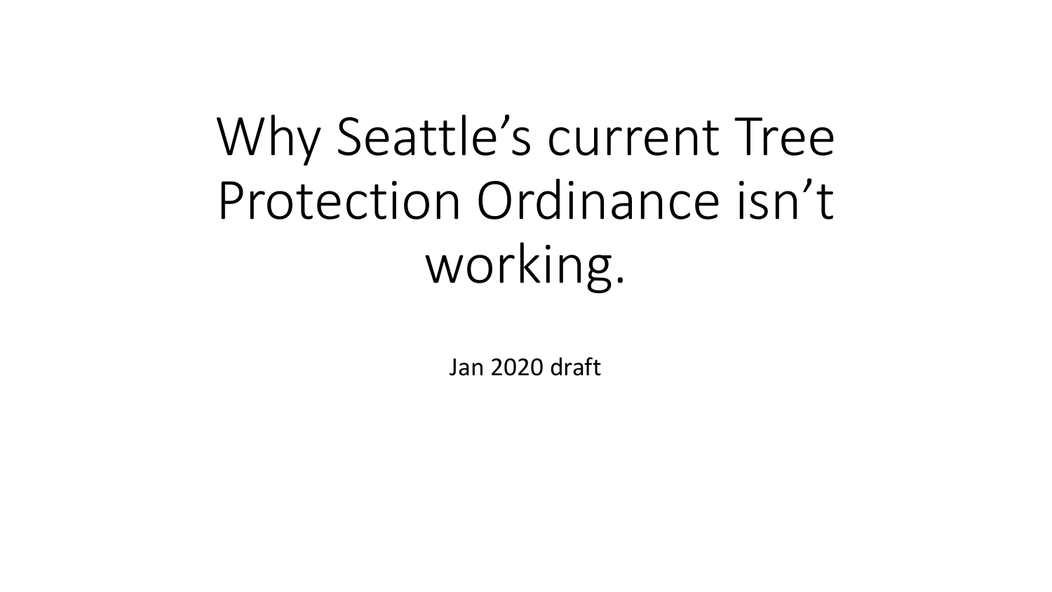# Why Seattle's current Tree Protection Ordinance isn't working.

Jan 2020 draft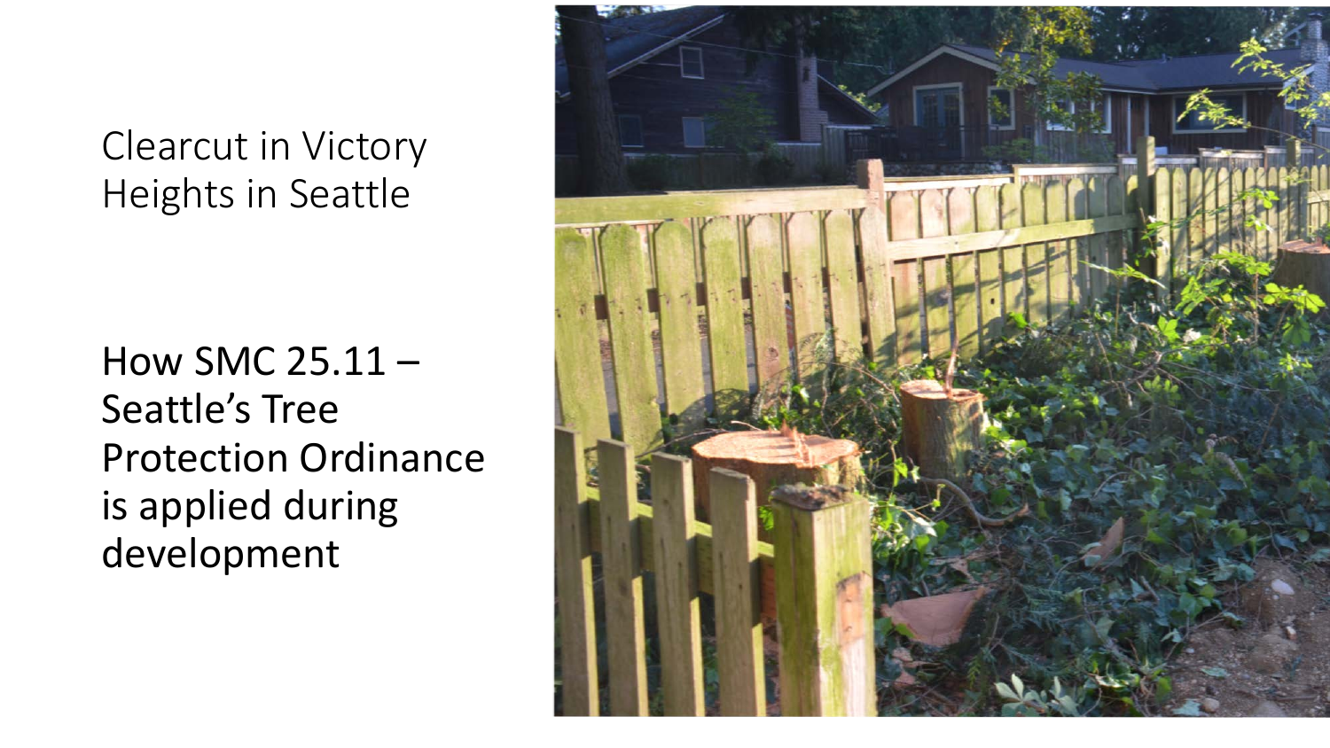Clearcut in Victory Heights in Seattle

How SMC 25.11 – Seattle's Tree Protection Ordinance is applied during development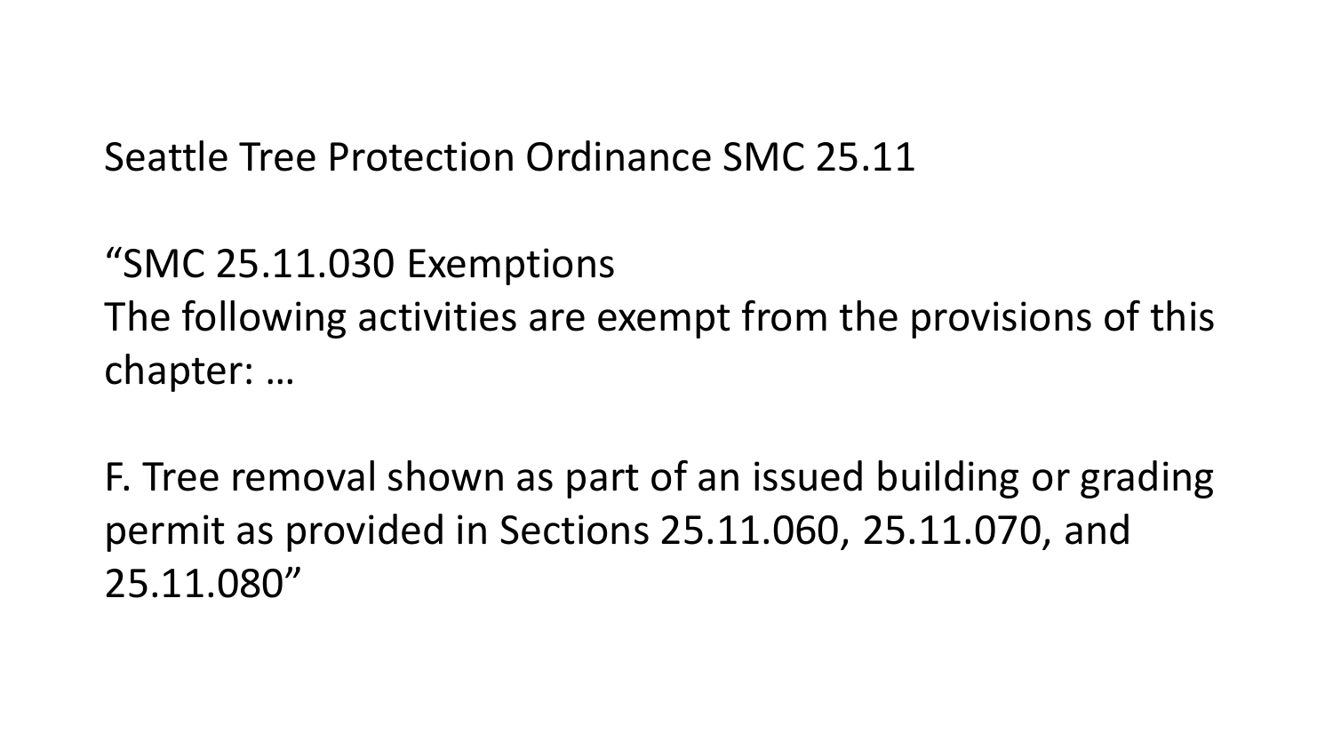Seattle Tree Protection Ordinance SMC 25.11

"SMC 25.11.030 Exemptions
The following activities are exempt from the provisions of this chapter: …

F. Tree removal shown as part of an issued building or grading permit as provided in Sections 25.11.060, 25.11.070, and 25.11.080"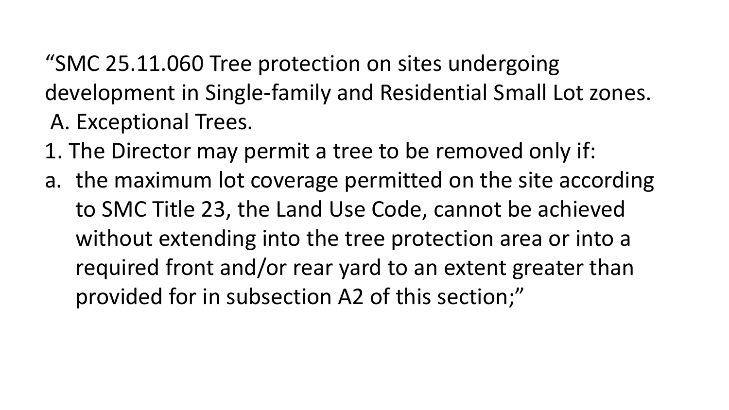"SMC 25.11.060 Tree protection on sites undergoing development in Single-family and Residential Small Lot zones.

A. Exceptional Trees.

1. The Director may permit a tree to be removed only if:

a. the maximum lot coverage permitted on the site according to SMC Title 23, the Land Use Code, cannot be achieved without extending into the tree protection area or into a required front and/or rear yard to an extent greater than provided for in subsection A2 of this section;"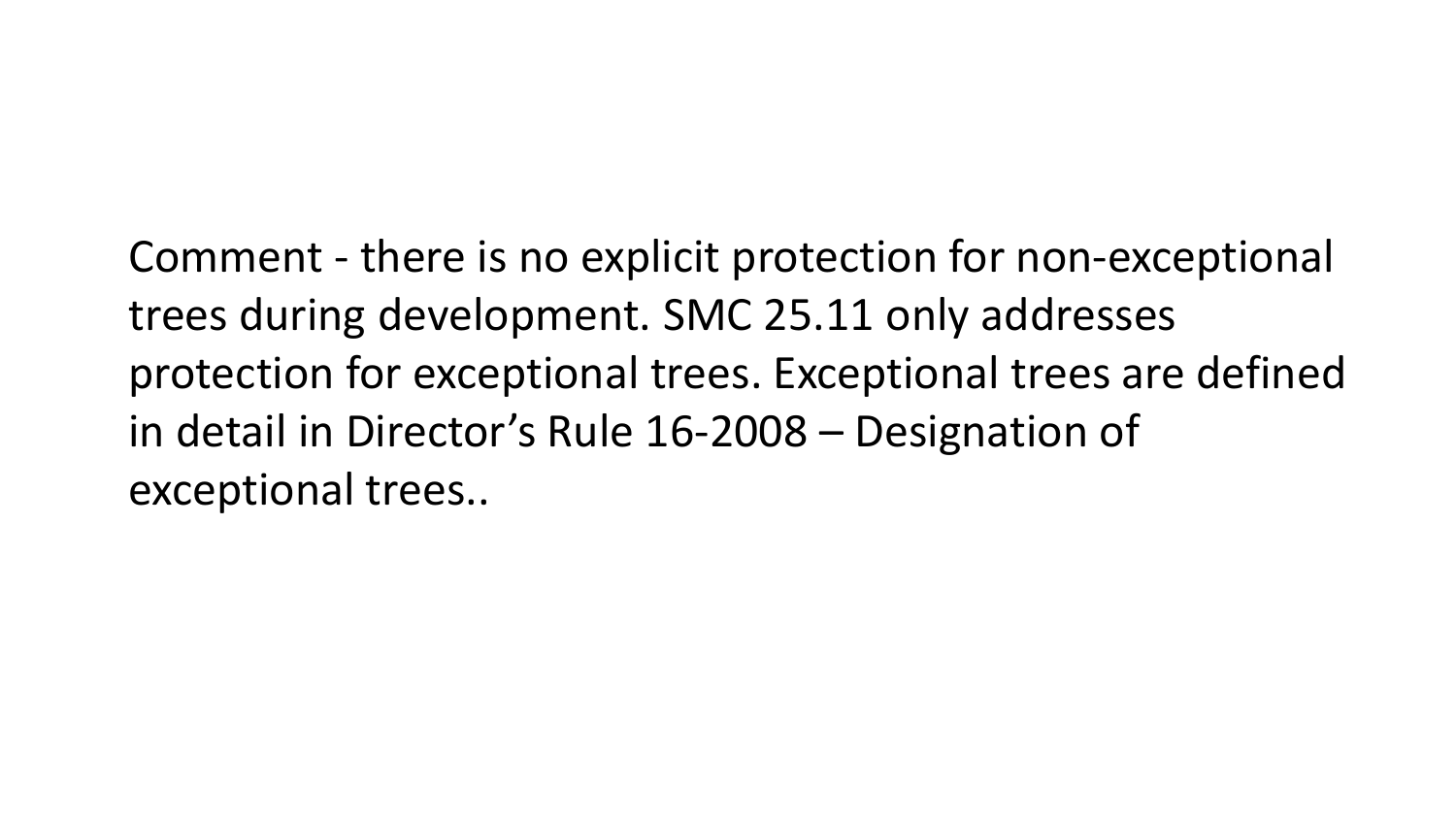Comment - there is no explicit protection for non-exceptional trees during development. SMC 25.11 only addresses protection for exceptional trees. Exceptional trees are defined in detail in Director's Rule 16-2008 – Designation of exceptional trees..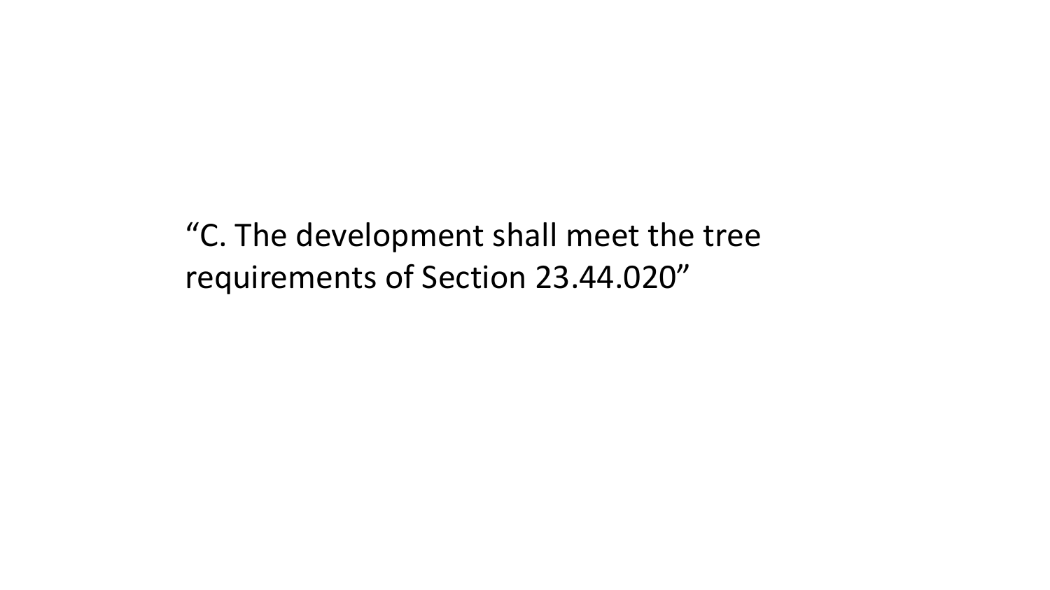“C. The development shall meet the tree requirements of Section 23.44.020”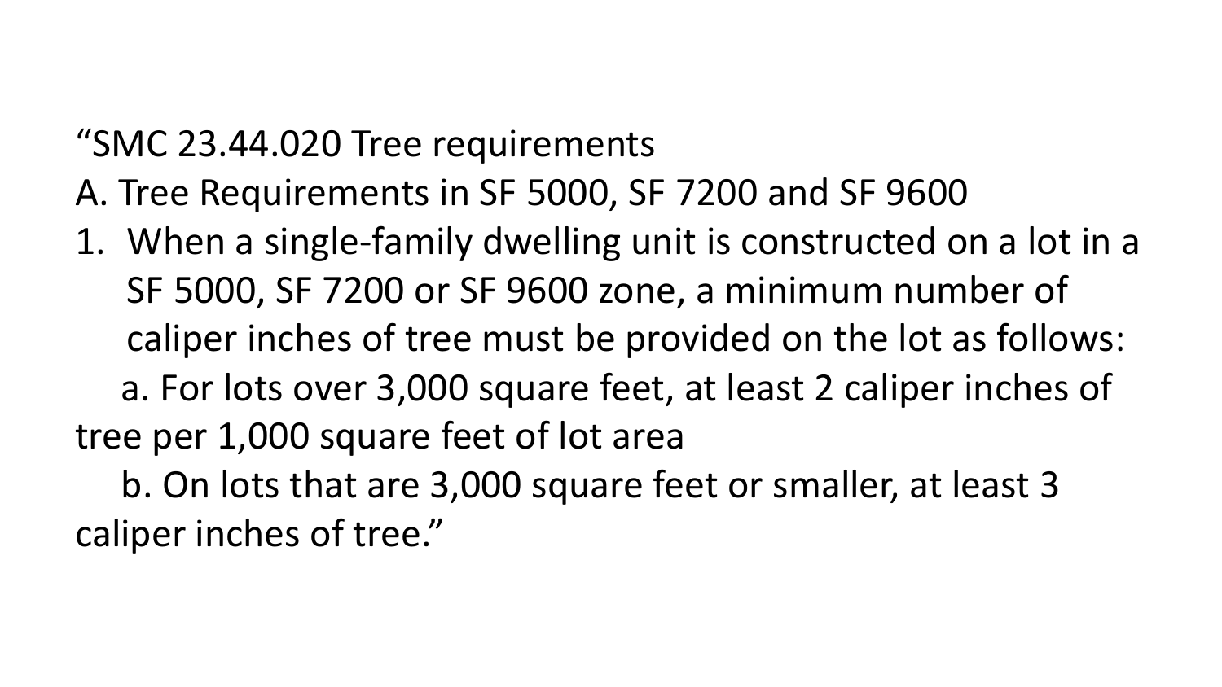"SMC 23.44.020 Tree requirements

A. Tree Requirements in SF 5000, SF 7200 and SF 9600

1. When a single-family dwelling unit is constructed on a lot in a SF 5000, SF 7200 or SF 9600 zone, a minimum number of caliper inches of tree must be provided on the lot as follows:

   a. For lots over 3,000 square feet, at least 2 caliper inches of tree per 1,000 square feet of lot area

   b. On lots that are 3,000 square feet or smaller, at least 3 caliper inches of tree."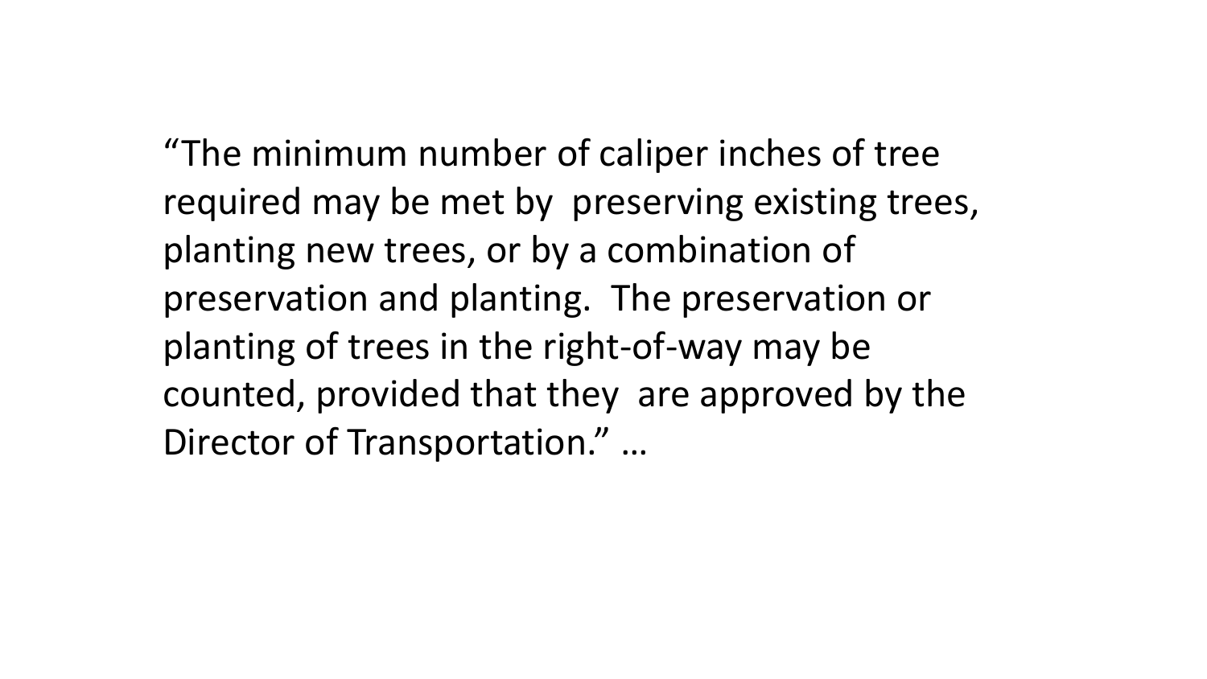"The minimum number of caliper inches of tree required may be met by preserving existing trees, planting new trees, or by a combination of preservation and planting. The preservation or planting of trees in the right-of-way may be counted, provided that they are approved by the Director of Transportation." …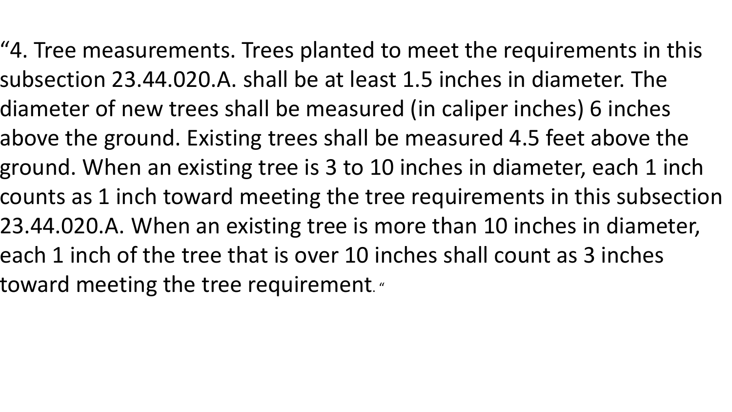"4. Tree measurements. Trees planted to meet the requirements in this subsection 23.44.020.A. shall be at least 1.5 inches in diameter. The diameter of new trees shall be measured (in caliper inches) 6 inches above the ground. Existing trees shall be measured 4.5 feet above the ground. When an existing tree is 3 to 10 inches in diameter, each 1 inch counts as 1 inch toward meeting the tree requirements in this subsection 23.44.020.A. When an existing tree is more than 10 inches in diameter, each 1 inch of the tree that is over 10 inches shall count as 3 inches toward meeting the tree requirement. "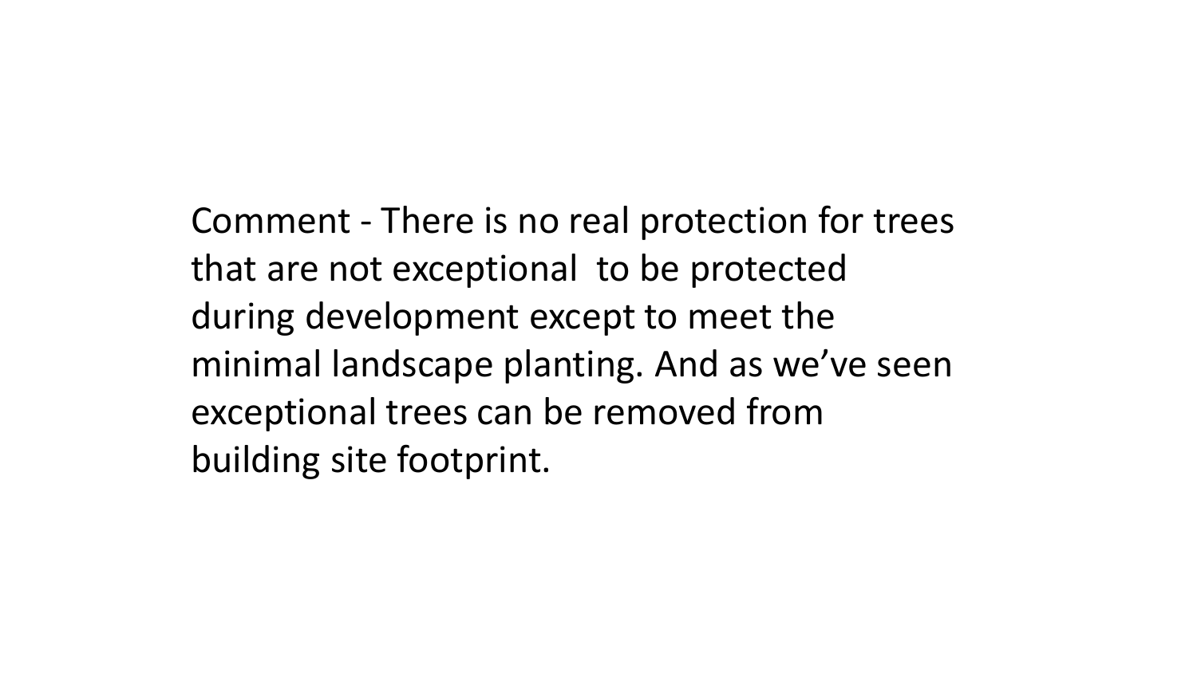Comment - There is no real protection for trees that are not exceptional  to be protected during development except to meet the minimal landscape planting. And as we've seen exceptional trees can be removed from building site footprint.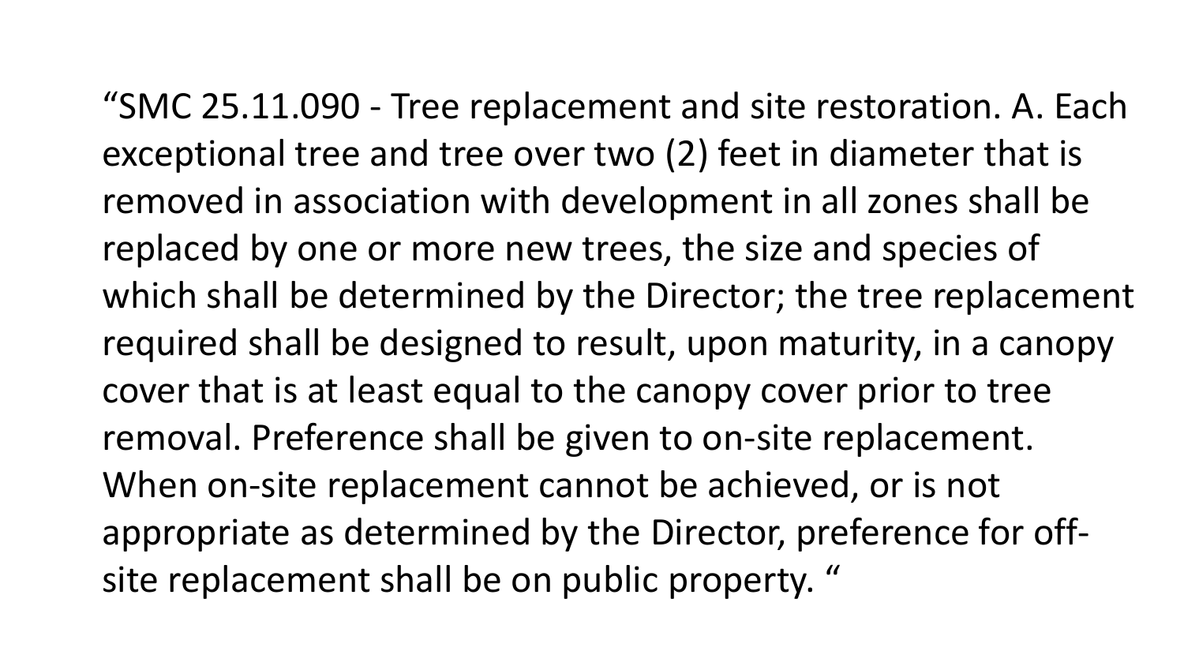"SMC 25.11.090 - Tree replacement and site restoration. A. Each exceptional tree and tree over two (2) feet in diameter that is removed in association with development in all zones shall be replaced by one or more new trees, the size and species of which shall be determined by the Director; the tree replacement required shall be designed to result, upon maturity, in a canopy cover that is at least equal to the canopy cover prior to tree removal. Preference shall be given to on-site replacement. When on-site replacement cannot be achieved, or is not appropriate as determined by the Director, preference for off-site replacement shall be on public property. "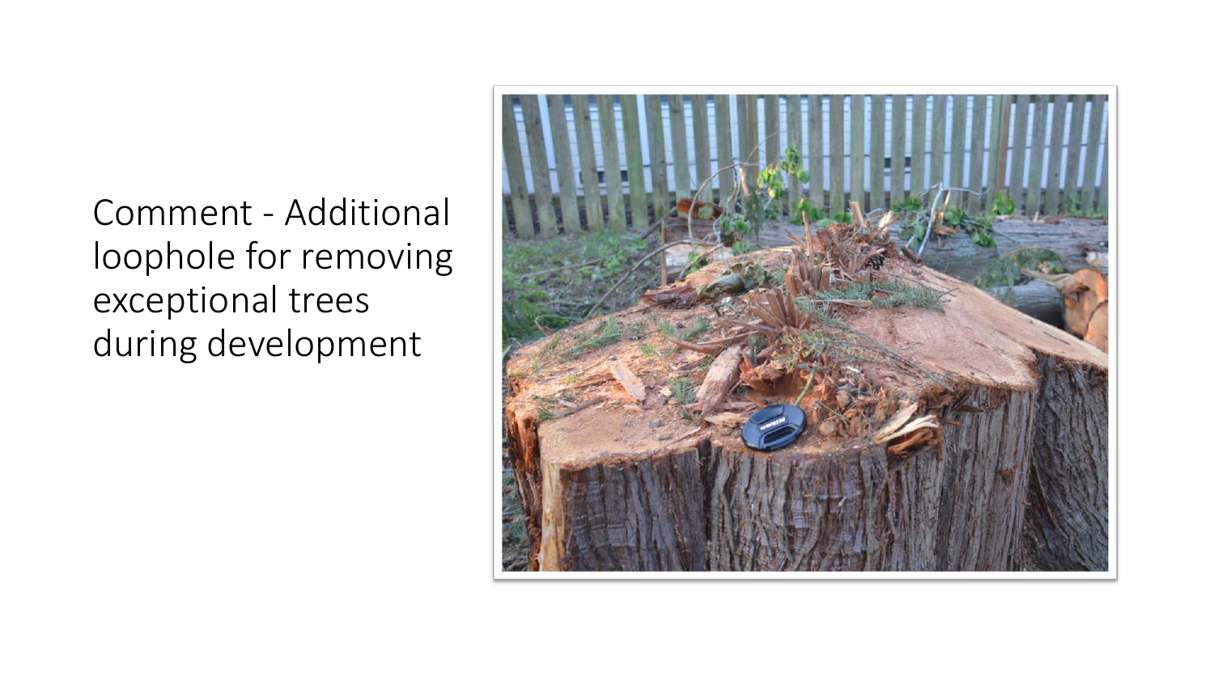Comment - Additional loophole for removing exceptional trees during development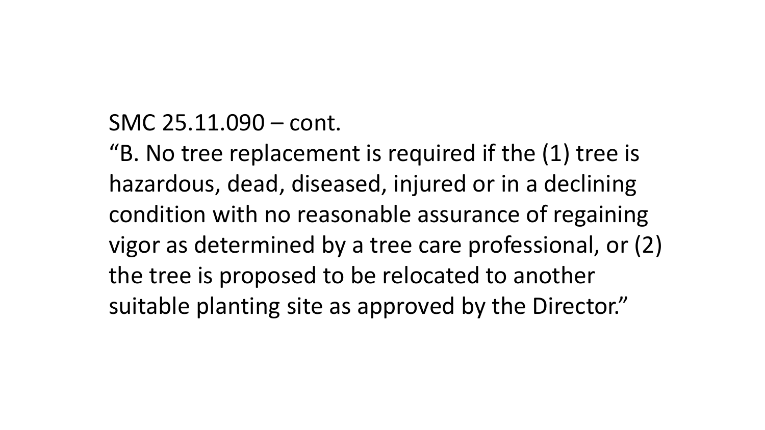SMC 25.11.090 – cont.

"B. No tree replacement is required if the (1) tree is hazardous, dead, diseased, injured or in a declining condition with no reasonable assurance of regaining vigor as determined by a tree care professional, or (2) the tree is proposed to be relocated to another suitable planting site as approved by the Director."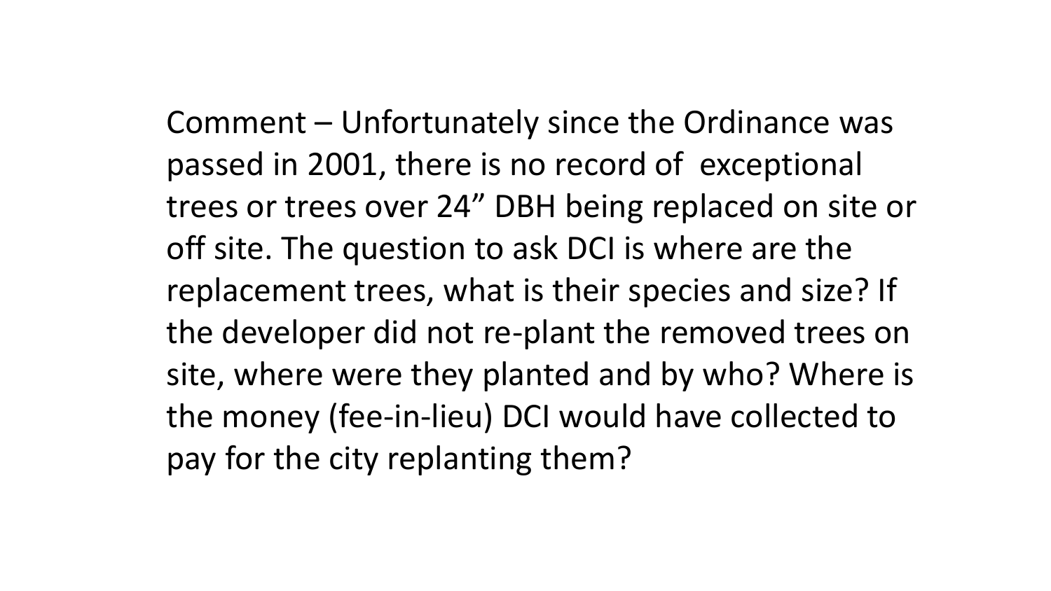Comment – Unfortunately since the Ordinance was passed in 2001, there is no record of exceptional trees or trees over 24" DBH being replaced on site or off site. The question to ask DCI is where are the replacement trees, what is their species and size? If the developer did not re-plant the removed trees on site, where were they planted and by who? Where is the money (fee-in-lieu) DCI would have collected to pay for the city replanting them?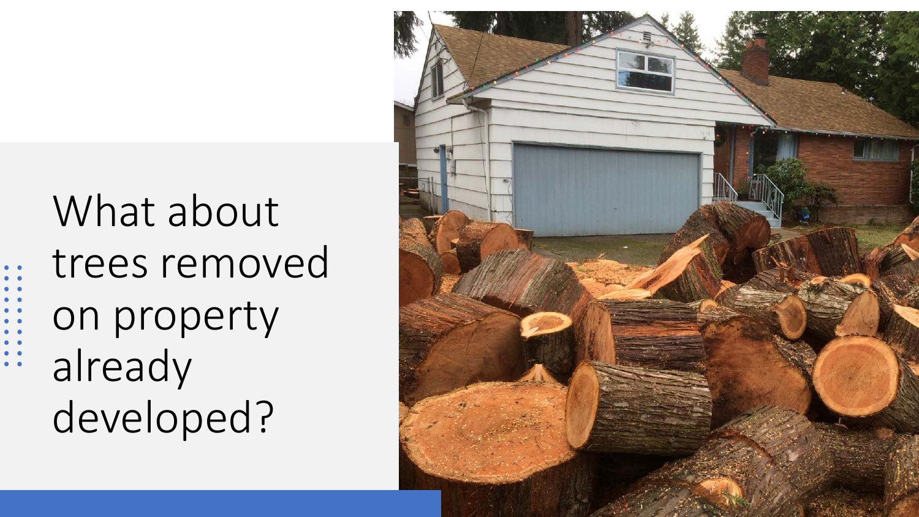# What about trees removed on property already developed?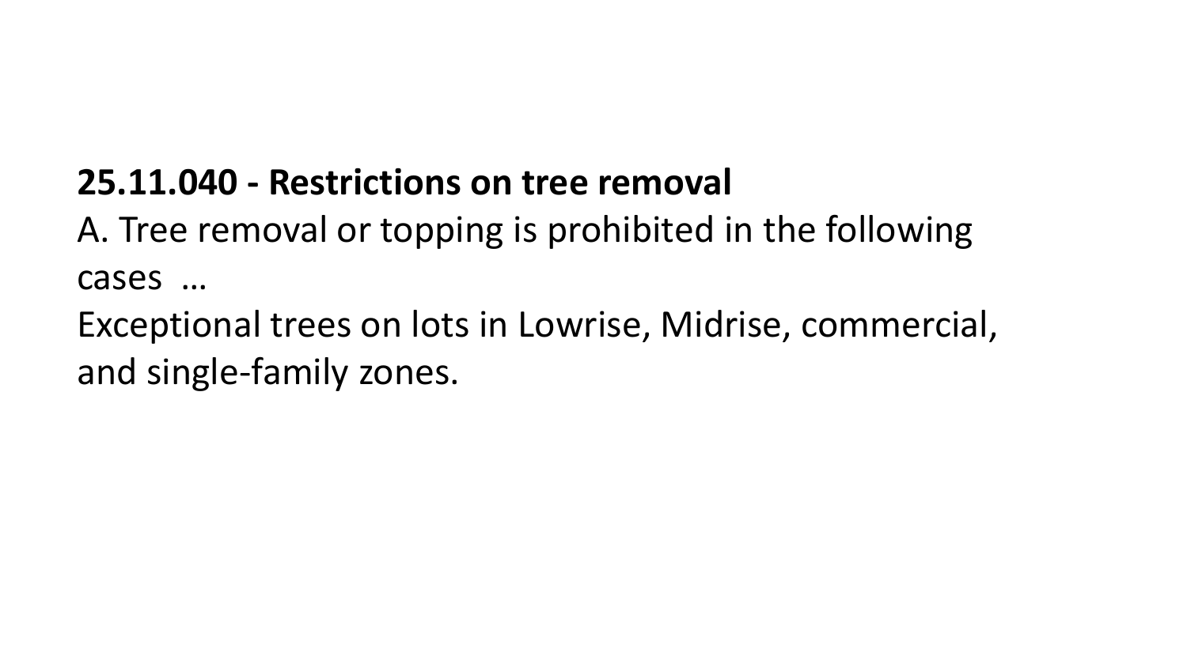**25.11.040 - Restrictions on tree removal**

A. Tree removal or topping is prohibited in the following cases …

Exceptional trees on lots in Lowrise, Midrise, commercial, and single-family zones.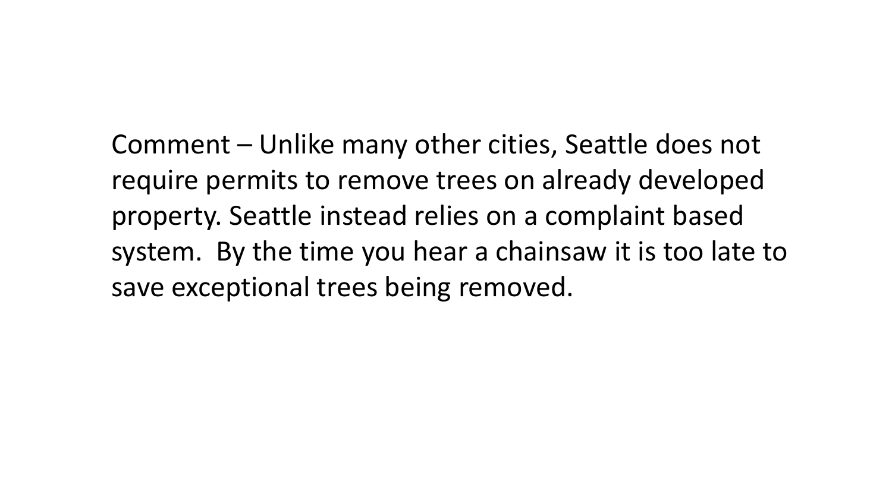Comment – Unlike many other cities, Seattle does not require permits to remove trees on already developed property. Seattle instead relies on a complaint based system. By the time you hear a chainsaw it is too late to save exceptional trees being removed.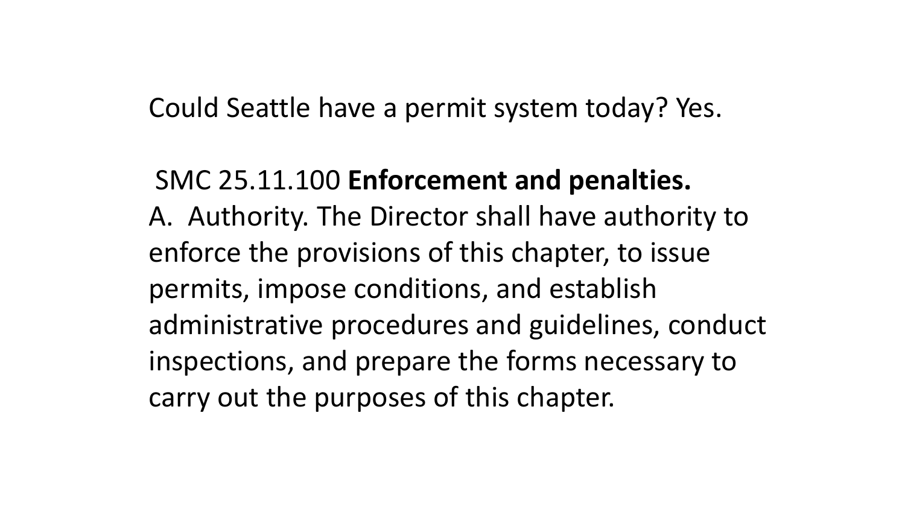Could Seattle have a permit system today? Yes.

SMC 25.11.100 **Enforcement and penalties.**

A. Authority. The Director shall have authority to enforce the provisions of this chapter, to issue permits, impose conditions, and establish administrative procedures and guidelines, conduct inspections, and prepare the forms necessary to carry out the purposes of this chapter.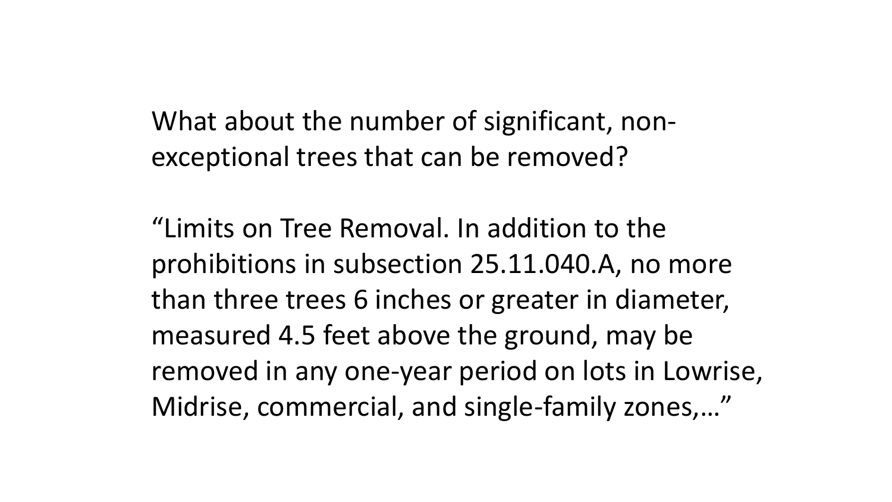What about the number of significant, non-exceptional trees that can be removed?

“Limits on Tree Removal. In addition to the prohibitions in subsection 25.11.040.A, no more than three trees 6 inches or greater in diameter, measured 4.5 feet above the ground, may be removed in any one-year period on lots in Lowrise, Midrise, commercial, and single-family zones,…”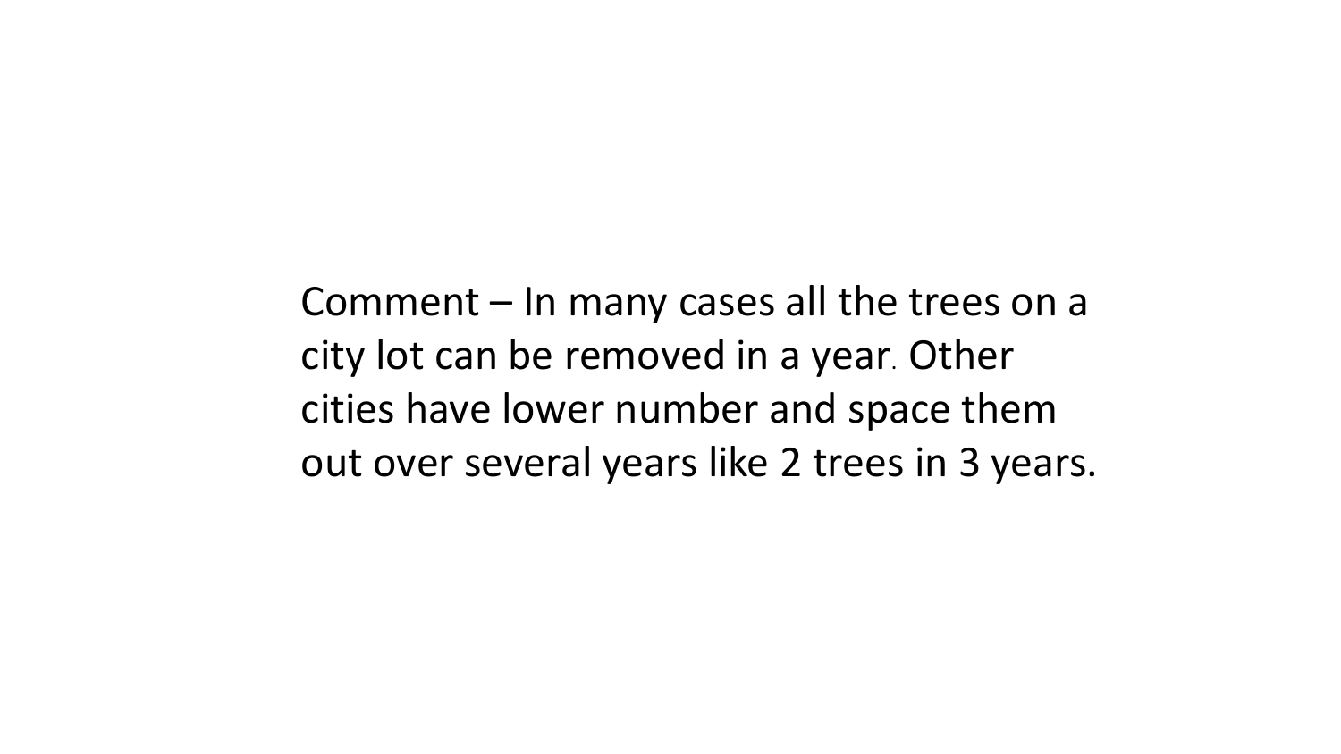Comment – In many cases all the trees on a city lot can be removed in a year. Other cities have lower number and space them out over several years like 2 trees in 3 years.